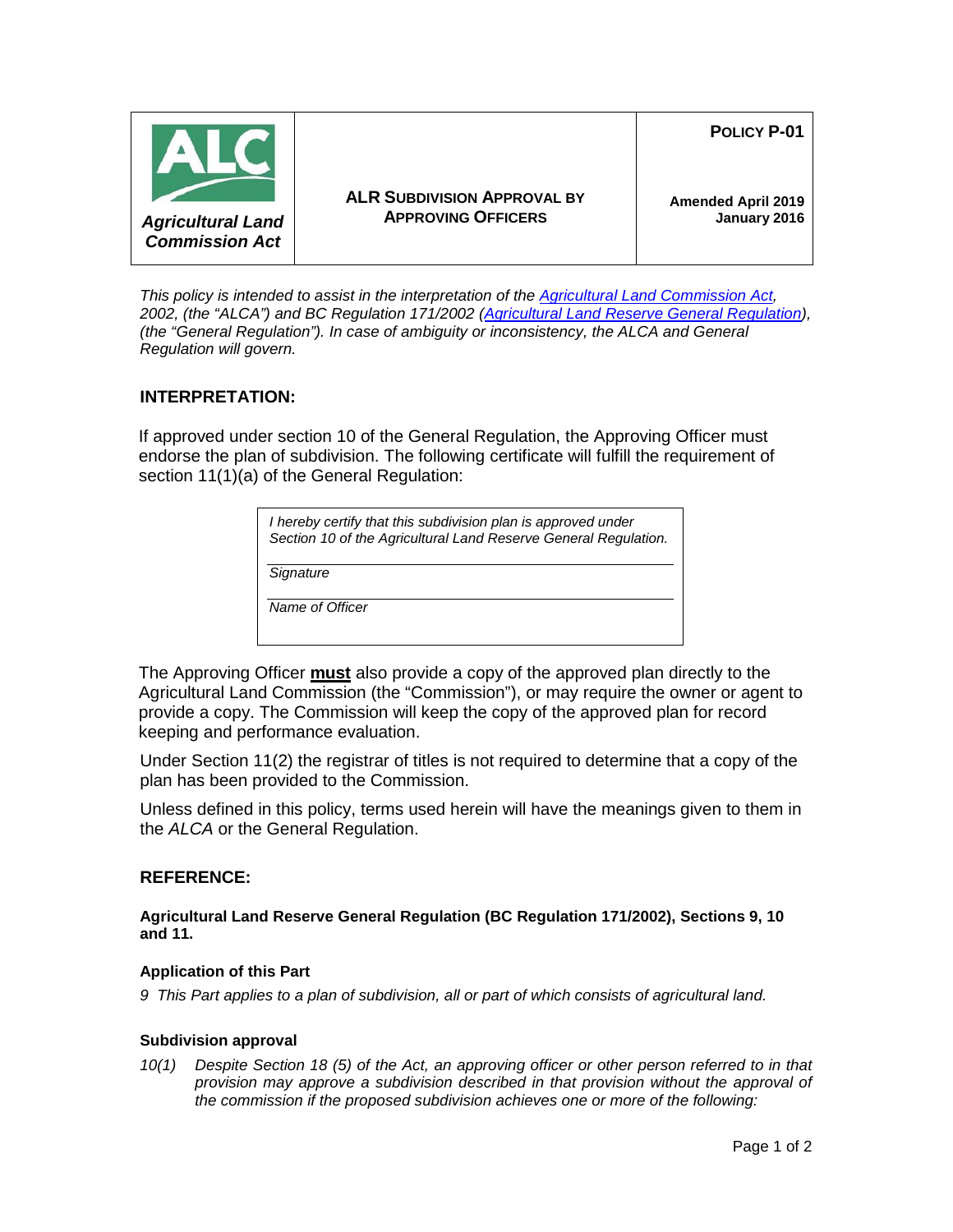| Agricultural Land Commission Act | ALR SUBDIVISION APPROVAL BY APPROVING OFFICERS | POLICY P-01<br><br>Amended April 2019<br>January 2016 |
|---|---|---|

*This policy is intended to assist in the interpretation of the Agricultural Land Commission Act, 2002, (the "ALCA") and BC Regulation 171/2002 (Agricultural Land Reserve General Regulation), (the "General Regulation"). In case of ambiguity or inconsistency, the ALCA and General Regulation will govern.*

## INTERPRETATION:

If approved under section 10 of the General Regulation, the Approving Officer must endorse the plan of subdivision. The following certificate will fulfill the requirement of section 11(1)(a) of the General Regulation:

> *I hereby certify that this subdivision plan is approved under Section 10 of the Agricultural Land Reserve General Regulation.*
>
> ______________________________
> *Signature*
>
> ______________________________
> *Name of Officer*

The Approving Officer **must** also provide a copy of the approved plan directly to the Agricultural Land Commission (the "Commission"), or may require the owner or agent to provide a copy. The Commission will keep the copy of the approved plan for record keeping and performance evaluation.

Under Section 11(2) the registrar of titles is not required to determine that a copy of the plan has been provided to the Commission.

Unless defined in this policy, terms used herein will have the meanings given to them in the *ALCA* or the General Regulation.

## REFERENCE:

**Agricultural Land Reserve General Regulation (BC Regulation 171/2002), Sections 9, 10 and 11.**

### Application of this Part

*9 This Part applies to a plan of subdivision, all or part of which consists of agricultural land.*

### Subdivision approval

*10(1) Despite Section 18 (5) of the Act, an approving officer or other person referred to in that provision may approve a subdivision described in that provision without the approval of the commission if the proposed subdivision achieves one or more of the following:*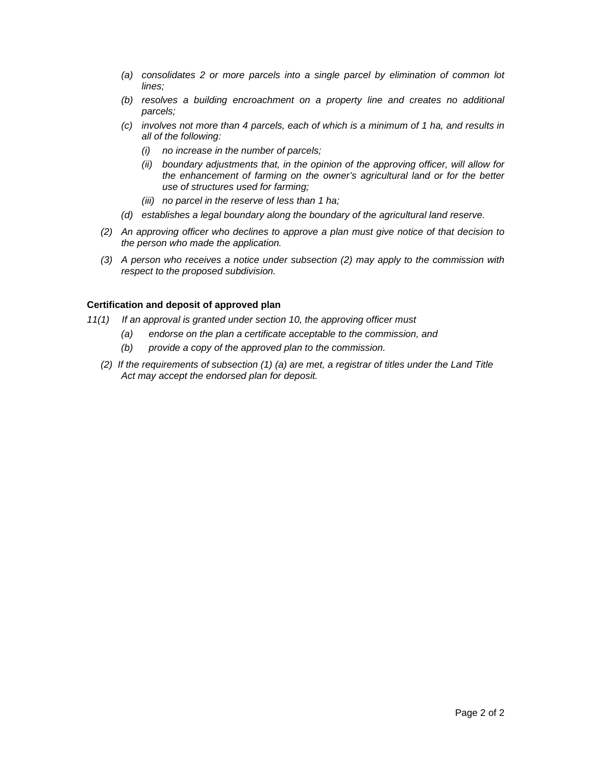- *(a) consolidates 2 or more parcels into a single parcel by elimination of common lot lines;*
- *(b) resolves a building encroachment on a property line and creates no additional parcels;*
- *(c) involves not more than 4 parcels, each of which is a minimum of 1 ha, and results in all of the following:*
  - *(i) no increase in the number of parcels;*
  - *(ii) boundary adjustments that, in the opinion of the approving officer, will allow for the enhancement of farming on the owner's agricultural land or for the better use of structures used for farming;*
  - *(iii) no parcel in the reserve of less than 1 ha;*
- *(d) establishes a legal boundary along the boundary of the agricultural land reserve.*

*(2) An approving officer who declines to approve a plan must give notice of that decision to the person who made the application.*

*(3) A person who receives a notice under subsection (2) may apply to the commission with respect to the proposed subdivision.*

**Certification and deposit of approved plan**

*11(1) If an approval is granted under section 10, the approving officer must*

- *(a) endorse on the plan a certificate acceptable to the commission, and*
- *(b) provide a copy of the approved plan to the commission.*

*(2) If the requirements of subsection (1) (a) are met, a registrar of titles under the Land Title Act may accept the endorsed plan for deposit.*